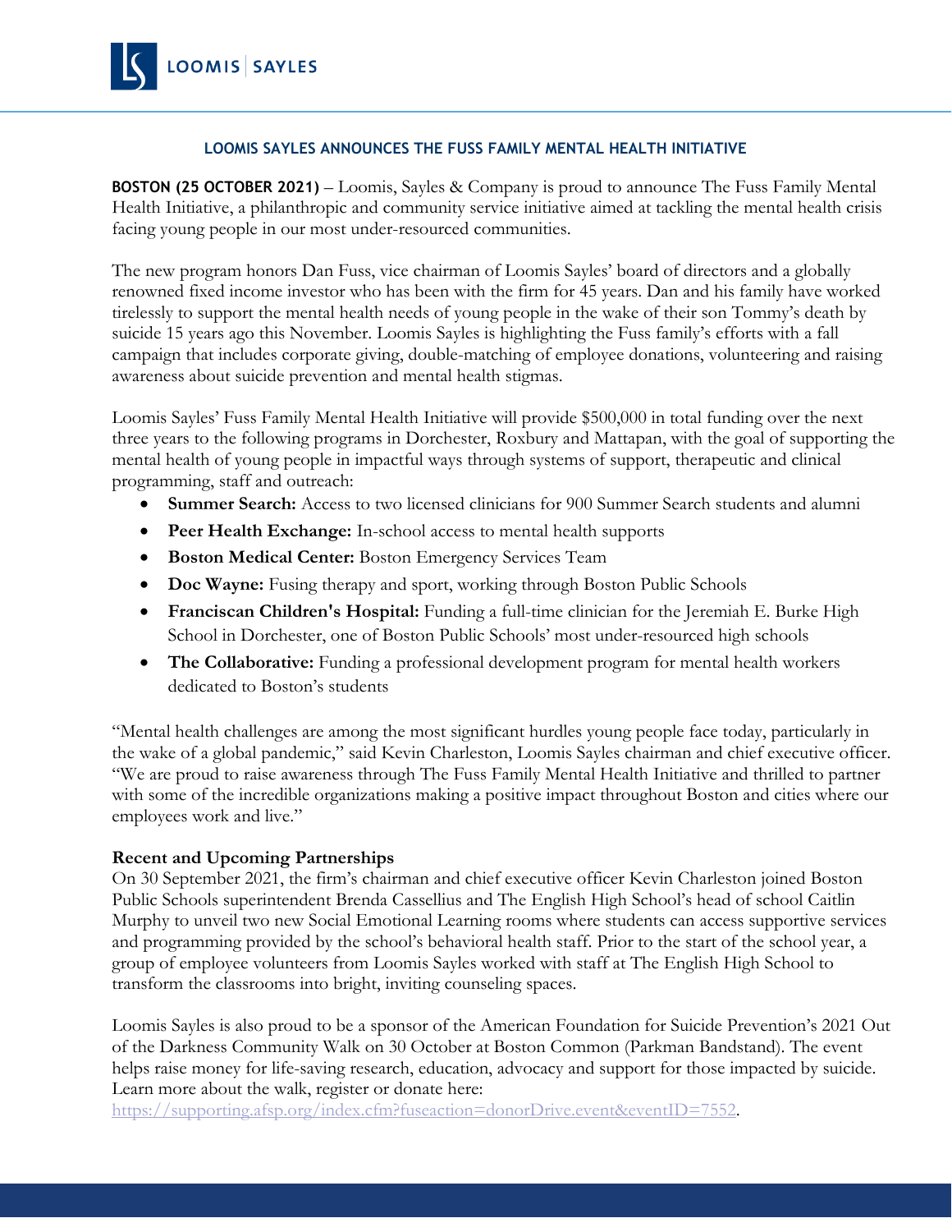LOOMIS | SAYLES

## LOOMIS SAYLES ANNOUNCES THE FUSS FAMILY MENTAL HEALTH INITIATIVE

**BOSTON (25 OCTOBER 2021)** – Loomis, Sayles & Company is proud to announce The Fuss Family Mental Health Initiative, a philanthropic and community service initiative aimed at tackling the mental health crisis facing young people in our most under-resourced communities.

The new program honors Dan Fuss, vice chairman of Loomis Sayles' board of directors and a globally renowned fixed income investor who has been with the firm for 45 years. Dan and his family have worked tirelessly to support the mental health needs of young people in the wake of their son Tommy's death by suicide 15 years ago this November. Loomis Sayles is highlighting the Fuss family's efforts with a fall campaign that includes corporate giving, double-matching of employee donations, volunteering and raising awareness about suicide prevention and mental health stigmas.

Loomis Sayles' Fuss Family Mental Health Initiative will provide $500,000 in total funding over the next three years to the following programs in Dorchester, Roxbury and Mattapan, with the goal of supporting the mental health of young people in impactful ways through systems of support, therapeutic and clinical programming, staff and outreach:

- **Summer Search:** Access to two licensed clinicians for 900 Summer Search students and alumni
- **Peer Health Exchange:** In-school access to mental health supports
- **Boston Medical Center:** Boston Emergency Services Team
- **Doc Wayne:** Fusing therapy and sport, working through Boston Public Schools
- **Franciscan Children's Hospital:** Funding a full-time clinician for the Jeremiah E. Burke High School in Dorchester, one of Boston Public Schools' most under-resourced high schools
- **The Collaborative:** Funding a professional development program for mental health workers dedicated to Boston's students

"Mental health challenges are among the most significant hurdles young people face today, particularly in the wake of a global pandemic," said Kevin Charleston, Loomis Sayles chairman and chief executive officer. "We are proud to raise awareness through The Fuss Family Mental Health Initiative and thrilled to partner with some of the incredible organizations making a positive impact throughout Boston and cities where our employees work and live."

**Recent and Upcoming Partnerships**

On 30 September 2021, the firm's chairman and chief executive officer Kevin Charleston joined Boston Public Schools superintendent Brenda Cassellius and The English High School's head of school Caitlin Murphy to unveil two new Social Emotional Learning rooms where students can access supportive services and programming provided by the school's behavioral health staff. Prior to the start of the school year, a group of employee volunteers from Loomis Sayles worked with staff at The English High School to transform the classrooms into bright, inviting counseling spaces.

Loomis Sayles is also proud to be a sponsor of the American Foundation for Suicide Prevention's 2021 Out of the Darkness Community Walk on 30 October at Boston Common (Parkman Bandstand). The event helps raise money for life-saving research, education, advocacy and support for those impacted by suicide. Learn more about the walk, register or donate here: https://supporting.afsp.org/index.cfm?fuseaction=donorDrive.event&eventID=7552.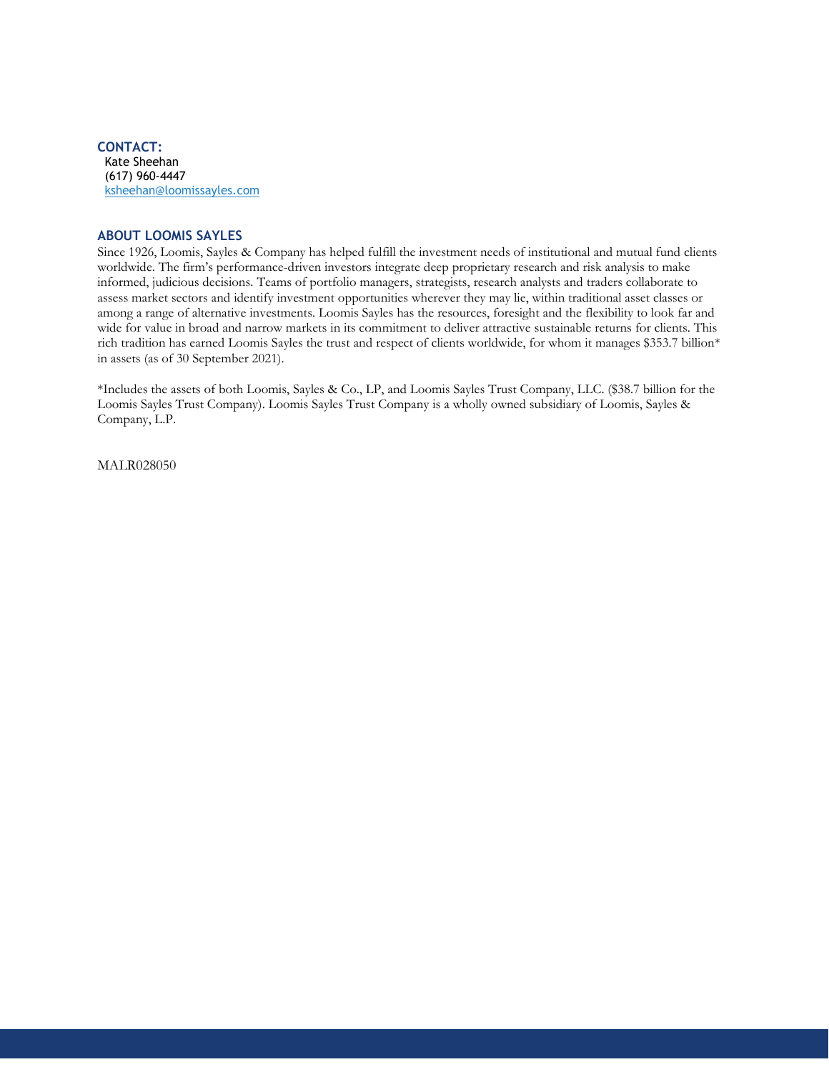**CONTACT:**

Kate Sheehan
(617) 960-4447
ksheehan@loomissayles.com

## ABOUT LOOMIS SAYLES

Since 1926, Loomis, Sayles & Company has helped fulfill the investment needs of institutional and mutual fund clients worldwide. The firm's performance-driven investors integrate deep proprietary research and risk analysis to make informed, judicious decisions. Teams of portfolio managers, strategists, research analysts and traders collaborate to assess market sectors and identify investment opportunities wherever they may lie, within traditional asset classes or among a range of alternative investments. Loomis Sayles has the resources, foresight and the flexibility to look far and wide for value in broad and narrow markets in its commitment to deliver attractive sustainable returns for clients. This rich tradition has earned Loomis Sayles the trust and respect of clients worldwide, for whom it manages $353.7 billion* in assets (as of 30 September 2021).

*Includes the assets of both Loomis, Sayles & Co., LP, and Loomis Sayles Trust Company, LLC. ($38.7 billion for the Loomis Sayles Trust Company). Loomis Sayles Trust Company is a wholly owned subsidiary of Loomis, Sayles & Company, L.P.

MALR028050